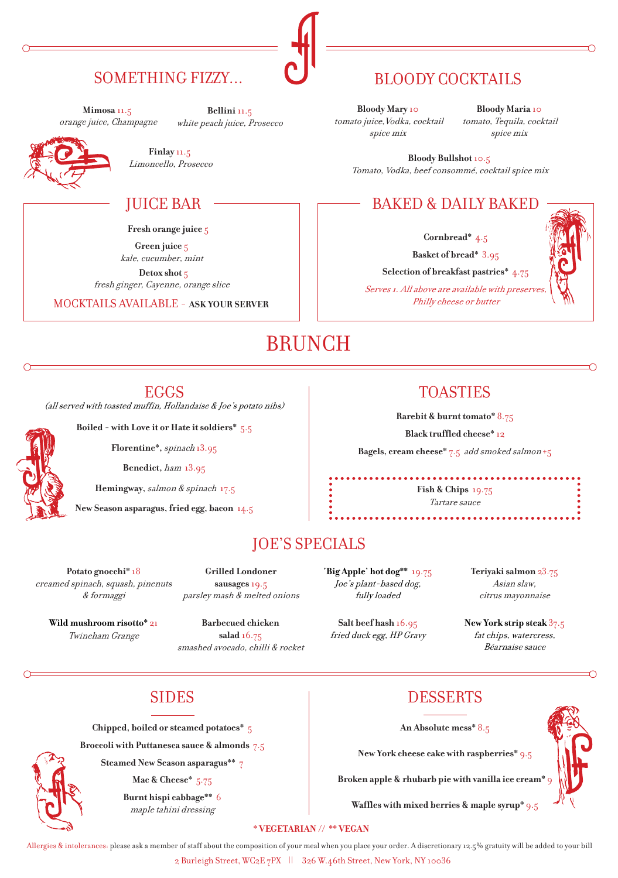## SOMETHING FIZZY...

**Mimosa** 11.5
*orange juice, Champagne*

**Bellini** 11.5
*white peach juice, Prosecco*

**Finlay** 11.5
*Limoncello, Prosecco*

## BLOODY COCKTAILS

**Bloody Mary** 10
*tomato juice,Vodka, cocktail spice mix*

**Bloody Maria** 10
*tomato, Tequila, cocktail spice mix*

**Bloody Bullshot** 10.5
*Tomato, Vodka, beef consommé, cocktail spice mix*

## JUICE BAR

**Fresh orange juice** 5

**Green juice** 5
*kale, cucumber, mint*

**Detox shot** 5
*fresh ginger, Cayenne, orange slice*

MOCKTAILS AVAILABLE - **ASK YOUR SERVER**

## BAKED & DAILY BAKED

**Cornbread*** 4.5

**Basket of bread*** 3.95

**Selection of breakfast pastries*** 4.75

*Serves 1. All above are available with preserves, Philly cheese or butter*

# BRUNCH

## EGGS

*(all served with toasted muffin, Hollandaise & Joe's potato nibs)*

**Boiled - with Love it or Hate it soldiers*** 5.5

**Florentine***, *spinach* 13.95

**Benedict**, *ham* 13.95

**Hemingway**, *salmon & spinach* 17.5

**New Season asparagus, fried egg, bacon** 14.5

## TOASTIES

**Rarebit & burnt tomato*** 8.75

**Black truffled cheese*** 12

**Bagels, cream cheese*** 7.5 *add smoked salmon* +5

**Fish & Chips** 19.75
*Tartare sauce*

## JOE'S SPECIALS

**Potato gnocchi*** 18
*creamed spinach, squash, pinenuts & formaggi*

**Grilled Londoner sausages** 19.5
*parsley mash & melted onions*

**'Big Apple' hot dog**** 19.75
*Joe's plant-based dog, fully loaded*

**Teriyaki salmon** 23.75
*Asian slaw, citrus mayonnaise*

**Wild mushroom risotto*** 21
*Twineham Grange*

**Barbecued chicken salad** 16.75
*smashed avocado, chilli & rocket*

**Salt beef hash** 16.95
*fried duck egg, HP Gravy*

**New York strip steak** 37.5
*fat chips, watercress, Béarnaise sauce*

## SIDES

**Chipped, boiled or steamed potatoes*** 5

**Broccoli with Puttanesca sauce & almonds** 7.5

**Steamed New Season asparagus**** 7

**Mac & Cheese*** 5.75

**Burnt hispi cabbage**** 6
*maple tahini dressing*

## DESSERTS

**An Absolute mess*** 8.5

**New York cheese cake with raspberries*** 9.5

**Broken apple & rhubarb pie with vanilla ice cream*** 9

**Waffles with mixed berries & maple syrup*** 9.5

**\* VEGETARIAN // ** VEGAN**

Allergies & intolerances: please ask a member of staff about the composition of your meal when you place your order. A discretionary 12.5% gratuity will be added to your bill

2 Burleigh Street, WC2E 7PX || 326 W.46th Street, New York, NY 10036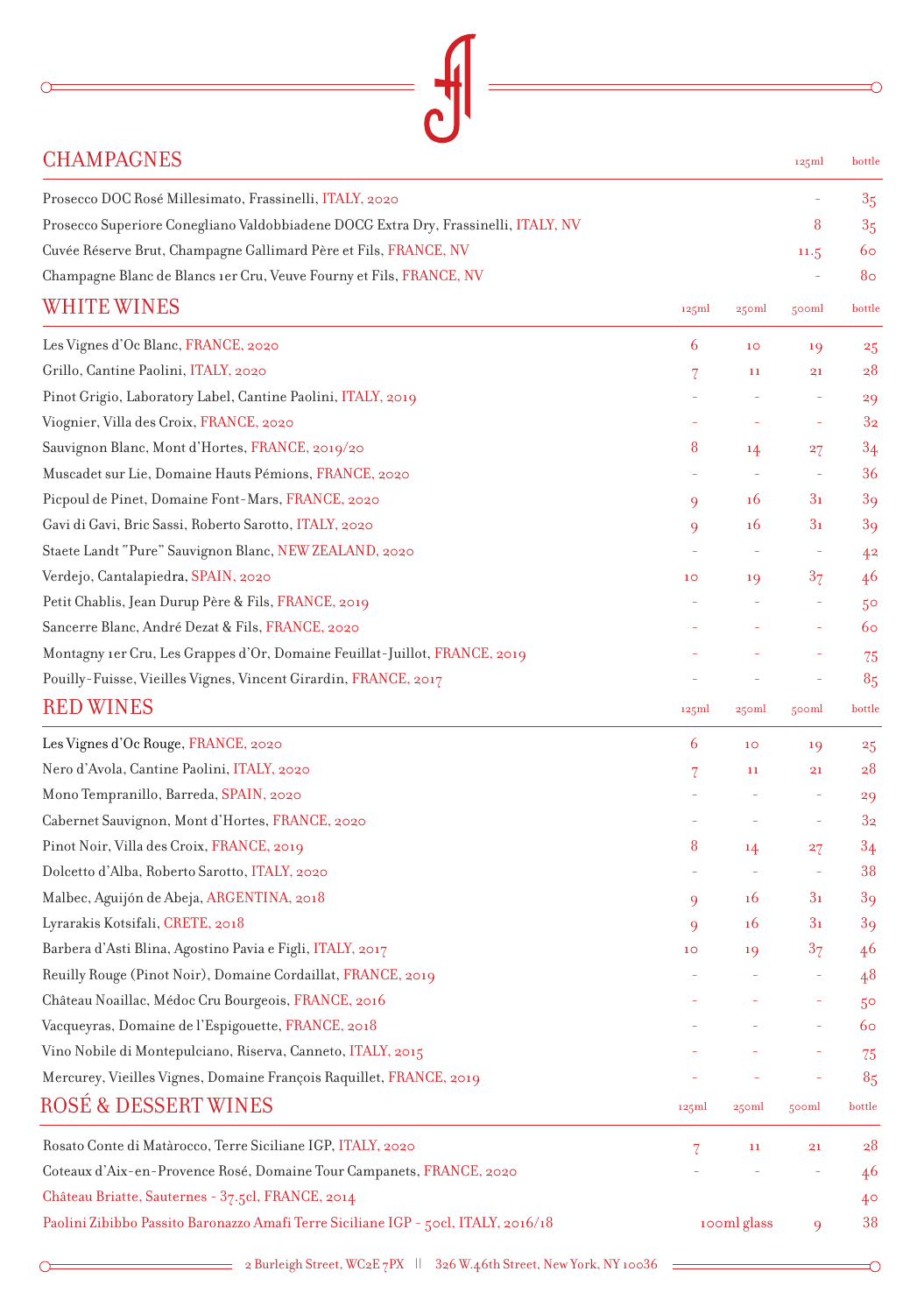## CHAMPAGNES

| | 125ml | bottle |
|---|---|---|
| Prosecco DOC Rosé Millesimato, Frassinelli, ITALY, 2020 | - | 35 |
| Prosecco Superiore Conegliano Valdobbiadene DOCG Extra Dry, Frassinelli, ITALY, NV | 8 | 35 |
| Cuvée Réserve Brut, Champagne Gallimard Père et Fils, FRANCE, NV | 11.5 | 60 |
| Champagne Blanc de Blancs 1er Cru, Veuve Fourny et Fils, FRANCE, NV | - | 80 |

## WHITE WINES

| | 125ml | 250ml | 500ml | bottle |
|---|---|---|---|---|
| Les Vignes d'Oc Blanc, FRANCE, 2020 | 6 | 10 | 19 | 25 |
| Grillo, Cantine Paolini, ITALY, 2020 | 7 | 11 | 21 | 28 |
| Pinot Grigio, Laboratory Label, Cantine Paolini, ITALY, 2019 | - | - | - | 29 |
| Viognier, Villa des Croix, FRANCE, 2020 | - | - | - | 32 |
| Sauvignon Blanc, Mont d'Hortes, FRANCE, 2019/20 | 8 | 14 | 27 | 34 |
| Muscadet sur Lie, Domaine Hauts Pémions, FRANCE, 2020 | - | - | - | 36 |
| Picpoul de Pinet, Domaine Font-Mars, FRANCE, 2020 | 9 | 16 | 31 | 39 |
| Gavi di Gavi, Bric Sassi, Roberto Sarotto, ITALY, 2020 | 9 | 16 | 31 | 39 |
| Staete Landt "Pure" Sauvignon Blanc, NEW ZEALAND, 2020 | - | - | - | 42 |
| Verdejo, Cantalapiedra, SPAIN, 2020 | 10 | 19 | 37 | 46 |
| Petit Chablis, Jean Durup Père & Fils, FRANCE, 2019 | - | - | - | 50 |
| Sancerre Blanc, André Dezat & Fils, FRANCE, 2020 | - | - | - | 60 |
| Montagny 1er Cru, Les Grappes d'Or, Domaine Feuillat-Juillot, FRANCE, 2019 | - | - | - | 75 |
| Pouilly-Fuisse, Vieilles Vignes, Vincent Girardin, FRANCE, 2017 | - | - | - | 85 |

## RED WINES

| | 125ml | 250ml | 500ml | bottle |
|---|---|---|---|---|
| Les Vignes d'Oc Rouge, FRANCE, 2020 | 6 | 10 | 19 | 25 |
| Nero d'Avola, Cantine Paolini, ITALY, 2020 | 7 | 11 | 21 | 28 |
| Mono Tempranillo, Barreda, SPAIN, 2020 | - | - | - | 29 |
| Cabernet Sauvignon, Mont d'Hortes, FRANCE, 2020 | - | - | - | 32 |
| Pinot Noir, Villa des Croix, FRANCE, 2019 | 8 | 14 | 27 | 34 |
| Dolcetto d'Alba, Roberto Sarotto, ITALY, 2020 | - | - | - | 38 |
| Malbec, Aguijón de Abeja, ARGENTINA, 2018 | 9 | 16 | 31 | 39 |
| Lyrarakis Kotsifali, CRETE, 2018 | 9 | 16 | 31 | 39 |
| Barbera d'Asti Blina, Agostino Pavia e Figli, ITALY, 2017 | 10 | 19 | 37 | 46 |
| Reuilly Rouge (Pinot Noir), Domaine Cordaillat, FRANCE, 2019 | - | - | - | 48 |
| Château Noaillac, Médoc Cru Bourgeois, FRANCE, 2016 | - | - | - | 50 |
| Vacqueyras, Domaine de l'Espigouette, FRANCE, 2018 | - | - | - | 60 |
| Vino Nobile di Montepulciano, Riserva, Canneto, ITALY, 2015 | - | - | - | 75 |
| Mercurey, Vieilles Vignes, Domaine François Raquillet, FRANCE, 2019 | - | - | - | 85 |

## ROSÉ & DESSERT WINES

| | 125ml | 250ml | 500ml | bottle |
|---|---|---|---|---|
| Rosato Conte di Matàrocco, Terre Siciliane IGP, ITALY, 2020 | 7 | 11 | 21 | 28 |
| Coteaux d'Aix-en-Provence Rosé, Domaine Tour Campanets, FRANCE, 2020 | - | - | - | 46 |
| Château Briatte, Sauternes - 37.5cl, FRANCE, 2014 | | | | 40 |
| Paolini Zibibbo Passito Baronazzo Amafi Terre Siciliane IGP - 50cl, ITALY, 2016/18 | | 100ml glass | 9 | 38 |

2 Burleigh Street, WC2E 7PX || 326 W.46th Street, New York, NY 10036